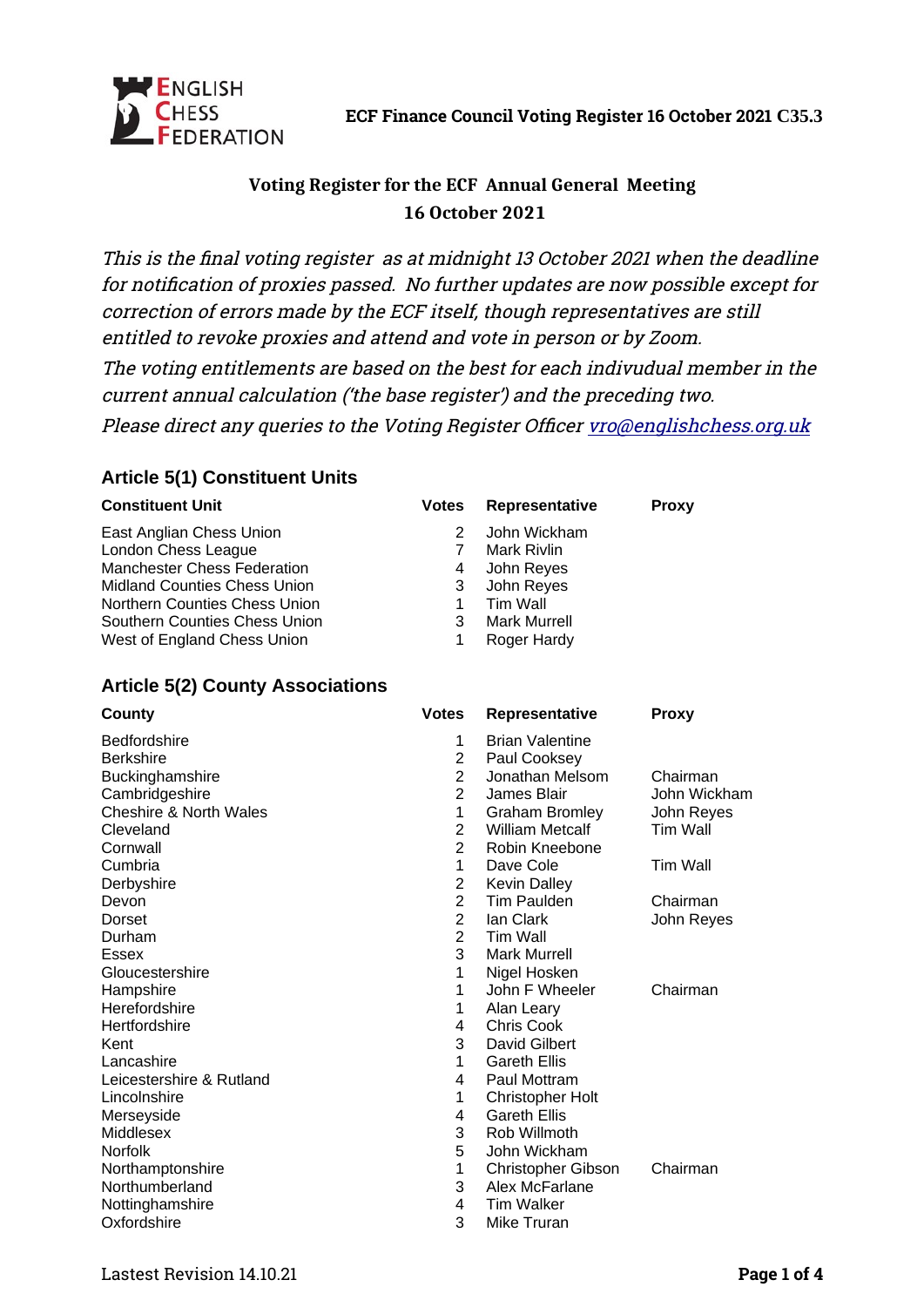ENGLISH CHESS FEDERATION

**ECF Finance Council Voting Register 16 October 2021 C35.3**

## Voting Register for the ECF Annual General Meeting 16 October 2021

*This is the final voting register as at midnight 13 October 2021 when the deadline for notification of proxies passed. No further updates are now possible except for correction of errors made by the ECF itself, though representatives are still entitled to revoke proxies and attend and vote in person or by Zoom.*

*The voting entitlements are based on the best for each indivudual member in the current annual calculation ('the base register') and the preceding two.*

*Please direct any queries to the Voting Register Officer vro@englishchess.org.uk*

### Article 5(1) Constituent Units

| Constituent Unit | Votes | Representative | Proxy |
|---|---|---|---|
| East Anglian Chess Union | 2 | John Wickham | |
| London Chess League | 7 | Mark Rivlin | |
| Manchester Chess Federation | 4 | John Reyes | |
| Midland Counties Chess Union | 3 | John Reyes | |
| Northern Counties Chess Union | 1 | Tim Wall | |
| Southern Counties Chess Union | 3 | Mark Murrell | |
| West of England Chess Union | 1 | Roger Hardy | |

### Article 5(2) County Associations

| County | Votes | Representative | Proxy |
|---|---|---|---|
| Bedfordshire | 1 | Brian Valentine | |
| Berkshire | 2 | Paul Cooksey | |
| Buckinghamshire | 2 | Jonathan Melsom | Chairman |
| Cambridgeshire | 2 | James Blair | John Wickham |
| Cheshire & North Wales | 1 | Graham Bromley | John Reyes |
| Cleveland | 2 | William Metcalf | Tim Wall |
| Cornwall | 2 | Robin Kneebone | |
| Cumbria | 1 | Dave Cole | Tim Wall |
| Derbyshire | 2 | Kevin Dalley | |
| Devon | 2 | Tim Paulden | Chairman |
| Dorset | 2 | Ian Clark | John Reyes |
| Durham | 2 | Tim Wall | |
| Essex | 3 | Mark Murrell | |
| Gloucestershire | 1 | Nigel Hosken | |
| Hampshire | 1 | John F Wheeler | Chairman |
| Herefordshire | 1 | Alan Leary | |
| Hertfordshire | 4 | Chris Cook | |
| Kent | 3 | David Gilbert | |
| Lancashire | 1 | Gareth Ellis | |
| Leicestershire & Rutland | 4 | Paul Mottram | |
| Lincolnshire | 1 | Christopher Holt | |
| Merseyside | 4 | Gareth Ellis | |
| Middlesex | 3 | Rob Willmoth | |
| Norfolk | 5 | John Wickham | |
| Northamptonshire | 1 | Christopher Gibson | Chairman |
| Northumberland | 3 | Alex McFarlane | |
| Nottinghamshire | 4 | Tim Walker | |
| Oxfordshire | 3 | Mike Truran | |

Lastest Revision 14.10.21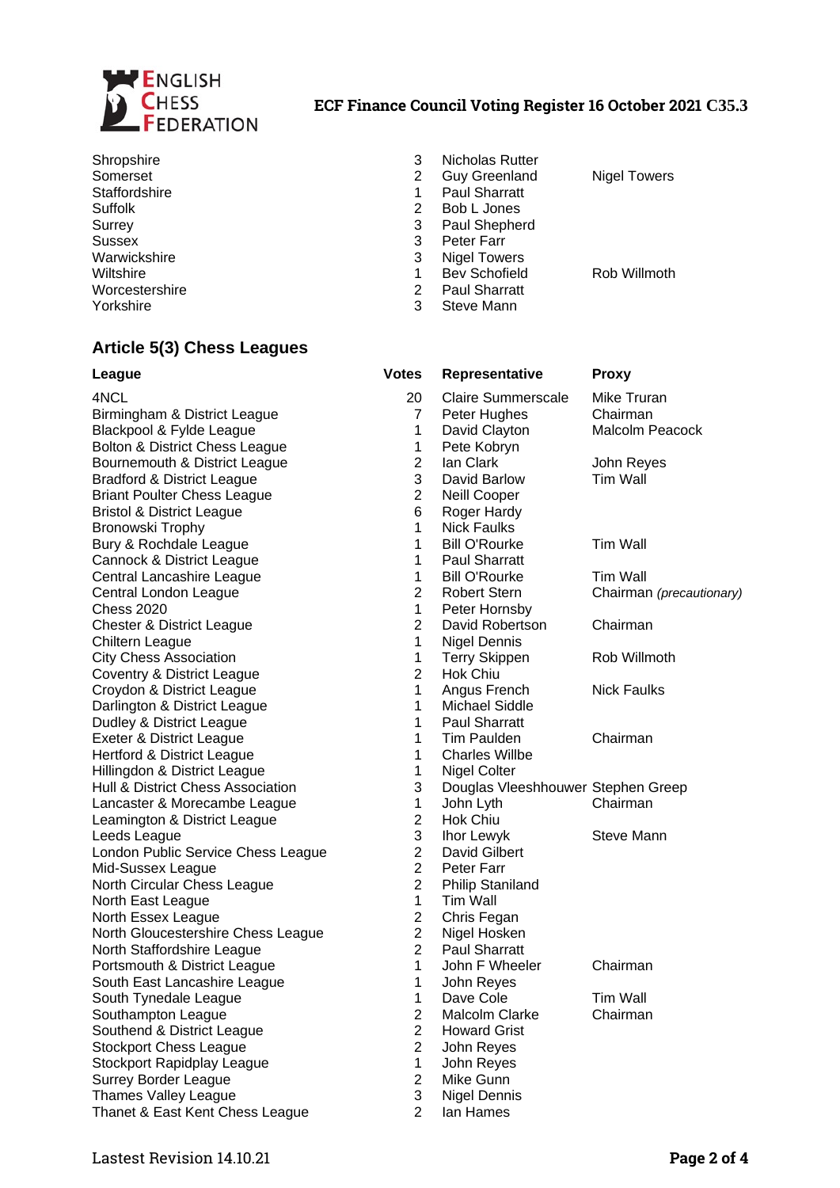| | | | |
|---|---|---|---|
| Shropshire | 3 | Nicholas Rutter | |
| Somerset | 2 | Guy Greenland | Nigel Towers |
| Staffordshire | 1 | Paul Sharratt | |
| Suffolk | 2 | Bob L Jones | |
| Surrey | 3 | Paul Shepherd | |
| Sussex | 3 | Peter Farr | |
| Warwickshire | 3 | Nigel Towers | |
| Wiltshire | 1 | Bev Schofield | Rob Willmoth |
| Worcestershire | 2 | Paul Sharratt | |
| Yorkshire | 3 | Steve Mann | |

## Article 5(3) Chess Leagues

| League | Votes | Representative | Proxy |
|---|---|---|---|
| 4NCL | 20 | Claire Summerscale | Mike Truran |
| Birmingham & District League | 7 | Peter Hughes | Chairman |
| Blackpool & Fylde League | 1 | David Clayton | Malcolm Peacock |
| Bolton & District Chess League | 1 | Pete Kobryn | |
| Bournemouth & District League | 2 | Ian Clark | John Reyes |
| Bradford & District League | 3 | David Barlow | Tim Wall |
| Briant Poulter Chess League | 2 | Neill Cooper | |
| Bristol & District League | 6 | Roger Hardy | |
| Bronowski Trophy | 1 | Nick Faulks | |
| Bury & Rochdale League | 1 | Bill O'Rourke | Tim Wall |
| Cannock & District League | 1 | Paul Sharratt | |
| Central Lancashire League | 1 | Bill O'Rourke | Tim Wall |
| Central London League | 2 | Robert Stern | Chairman *(precautionary)* |
| Chess 2020 | 1 | Peter Hornsby | |
| Chester & District League | 2 | David Robertson | Chairman |
| Chiltern League | 1 | Nigel Dennis | |
| City Chess Association | 1 | Terry Skippen | Rob Willmoth |
| Coventry & District League | 2 | Hok Chiu | |
| Croydon & District League | 1 | Angus French | Nick Faulks |
| Darlington & District League | 1 | Michael Siddle | |
| Dudley & District League | 1 | Paul Sharratt | |
| Exeter & District League | 1 | Tim Paulden | Chairman |
| Hertford & District League | 1 | Charles Willbe | |
| Hillingdon & District League | 1 | Nigel Colter | |
| Hull & District Chess Association | 3 | Douglas Vleeshhouwer | Stephen Greep |
| Lancaster & Morecambe League | 1 | John Lyth | Chairman |
| Leamington & District League | 2 | Hok Chiu | |
| Leeds League | 3 | Ihor Lewyk | Steve Mann |
| London Public Service Chess League | 2 | David Gilbert | |
| Mid-Sussex League | 2 | Peter Farr | |
| North Circular Chess League | 2 | Philip Staniland | |
| North East League | 1 | Tim Wall | |
| North Essex League | 2 | Chris Fegan | |
| North Gloucestershire Chess League | 2 | Nigel Hosken | |
| North Staffordshire League | 2 | Paul Sharratt | |
| Portsmouth & District League | 1 | John F Wheeler | Chairman |
| South East Lancashire League | 1 | John Reyes | |
| South Tynedale League | 1 | Dave Cole | Tim Wall |
| Southampton League | 2 | Malcolm Clarke | Chairman |
| Southend & District League | 2 | Howard Grist | |
| Stockport Chess League | 2 | John Reyes | |
| Stockport Rapidplay League | 1 | John Reyes | |
| Surrey Border League | 2 | Mike Gunn | |
| Thames Valley League | 3 | Nigel Dennis | |
| Thanet & East Kent Chess League | 2 | Ian Hames | |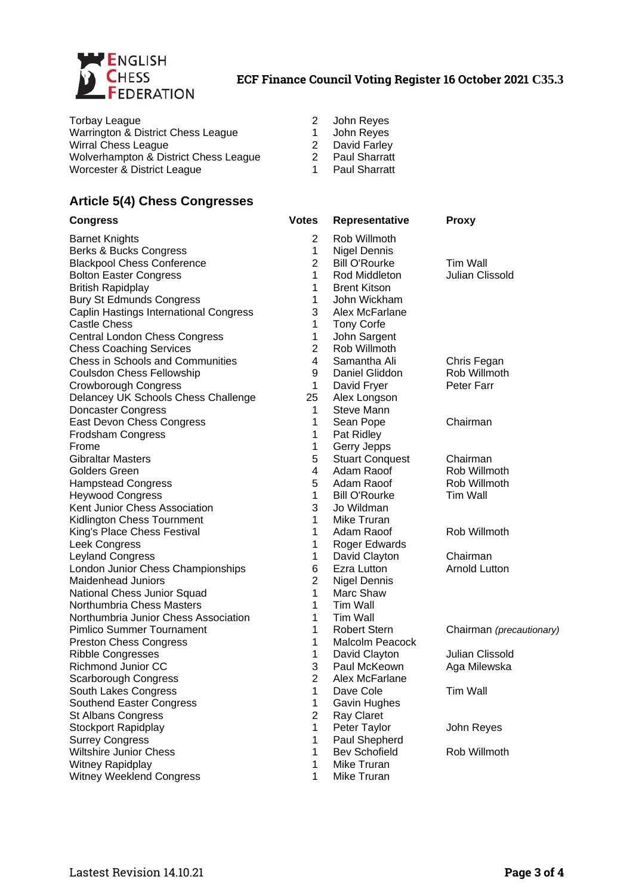| | | |
|---|---|---|
| Torbay League | 2 | John Reyes |
| Warrington & District Chess League | 1 | John Reyes |
| Wirral Chess League | 2 | David Farley |
| Wolverhampton & District Chess League | 2 | Paul Sharratt |
| Worcester & District League | 1 | Paul Sharratt |

## Article 5(4) Chess Congresses

| Congress | Votes | Representative | Proxy |
|---|---|---|---|
| Barnet Knights | 2 | Rob Willmoth | |
| Berks & Bucks Congress | 1 | Nigel Dennis | |
| Blackpool Chess Conference | 2 | Bill O'Rourke | Tim Wall |
| Bolton Easter Congress | 1 | Rod Middleton | Julian Clissold |
| British Rapidplay | 1 | Brent Kitson | |
| Bury St Edmunds Congress | 1 | John Wickham | |
| Caplin Hastings International Congress | 3 | Alex McFarlane | |
| Castle Chess | 1 | Tony Corfe | |
| Central London Chess Congress | 1 | John Sargent | |
| Chess Coaching Services | 2 | Rob Willmoth | |
| Chess in Schools and Communities | 4 | Samantha Ali | Chris Fegan |
| Coulsdon Chess Fellowship | 9 | Daniel Gliddon | Rob Willmoth |
| Crowborough Congress | 1 | David Fryer | Peter Farr |
| Delancey UK Schools Chess Challenge | 25 | Alex Longson | |
| Doncaster Congress | 1 | Steve Mann | |
| East Devon Chess Congress | 1 | Sean Pope | Chairman |
| Frodsham Congress | 1 | Pat Ridley | |
| Frome | 1 | Gerry Jepps | |
| Gibraltar Masters | 5 | Stuart Conquest | Chairman |
| Golders Green | 4 | Adam Raoof | Rob Willmoth |
| Hampstead Congress | 5 | Adam Raoof | Rob Willmoth |
| Heywood Congress | 1 | Bill O'Rourke | Tim Wall |
| Kent Junior Chess Association | 3 | Jo Wildman | |
| Kidlington Chess Tournment | 1 | Mike Truran | |
| King's Place Chess Festival | 1 | Adam Raoof | Rob Willmoth |
| Leek Congress | 1 | Roger Edwards | |
| Leyland Congress | 1 | David Clayton | Chairman |
| London Junior Chess Championships | 6 | Ezra Lutton | Arnold Lutton |
| Maidenhead Juniors | 2 | Nigel Dennis | |
| National Chess Junior Squad | 1 | Marc Shaw | |
| Northumbria Chess Masters | 1 | Tim Wall | |
| Northumbria Junior Chess Association | 1 | Tim Wall | |
| Pimlico Summer Tournament | 1 | Robert Stern | Chairman *(precautionary)* |
| Preston Chess Congress | 1 | Malcolm Peacock | |
| Ribble Congresses | 1 | David Clayton | Julian Clissold |
| Richmond Junior CC | 3 | Paul McKeown | Aga Milewska |
| Scarborough Congress | 2 | Alex McFarlane | |
| South Lakes Congress | 1 | Dave Cole | Tim Wall |
| Southend Easter Congress | 1 | Gavin Hughes | |
| St Albans Congress | 2 | Ray Claret | |
| Stockport Rapidplay | 1 | Peter Taylor | John Reyes |
| Surrey Congress | 1 | Paul Shepherd | |
| Wiltshire Junior Chess | 1 | Bev Schofield | Rob Willmoth |
| Witney Rapidplay | 1 | Mike Truran | |
| Witney Weeklend Congress | 1 | Mike Truran | |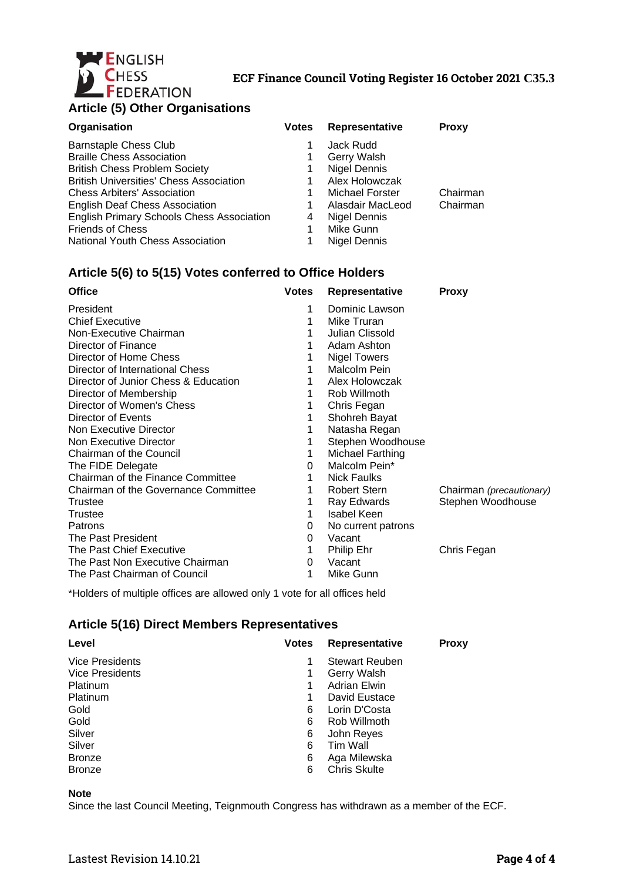ECF Finance Council Voting Register 16 October 2021 C35.3

## Article (5) Other Organisations

| Organisation | Votes | Representative | Proxy |
|---|---|---|---|
| Barnstaple Chess Club | 1 | Jack Rudd | |
| Braille Chess Association | 1 | Gerry Walsh | |
| British Chess Problem Society | 1 | Nigel Dennis | |
| British Universities' Chess Association | 1 | Alex Holowczak | |
| Chess Arbiters' Association | 1 | Michael Forster | Chairman |
| English Deaf Chess Association | 1 | Alasdair MacLeod | Chairman |
| English Primary Schools Chess Association | 4 | Nigel Dennis | |
| Friends of Chess | 1 | Mike Gunn | |
| National Youth Chess Association | 1 | Nigel Dennis | |

## Article 5(6) to 5(15) Votes conferred to Office Holders

| Office | Votes | Representative | Proxy |
|---|---|---|---|
| President | 1 | Dominic Lawson | |
| Chief Executive | 1 | Mike Truran | |
| Non-Executive Chairman | 1 | Julian Clissold | |
| Director of Finance | 1 | Adam Ashton | |
| Director of Home Chess | 1 | Nigel Towers | |
| Director of International Chess | 1 | Malcolm Pein | |
| Director of Junior Chess & Education | 1 | Alex Holowczak | |
| Director of Membership | 1 | Rob Willmoth | |
| Director of Women's Chess | 1 | Chris Fegan | |
| Director of Events | 1 | Shohreh Bayat | |
| Non Executive Director | 1 | Natasha Regan | |
| Non Executive Director | 1 | Stephen Woodhouse | |
| Chairman of the Council | 1 | Michael Farthing | |
| The FIDE Delegate | 0 | Malcolm Pein* | |
| Chairman of the Finance Committee | 1 | Nick Faulks | |
| Chairman of the Governance Committee | 1 | Robert Stern | Chairman *(precautionary)* |
| Trustee | 1 | Ray Edwards | Stephen Woodhouse |
| Trustee | 1 | Isabel Keen | |
| Patrons | 0 | No current patrons | |
| The Past President | 0 | Vacant | |
| The Past Chief Executive | 1 | Philip Ehr | Chris Fegan |
| The Past Non Executive Chairman | 0 | Vacant | |
| The Past Chairman of Council | 1 | Mike Gunn | |

*Holders of multiple offices are allowed only 1 vote for all offices held

## Article 5(16) Direct Members Representatives

| Level | Votes | Representative | Proxy |
|---|---|---|---|
| Vice Presidents | 1 | Stewart Reuben | |
| Vice Presidents | 1 | Gerry Walsh | |
| Platinum | 1 | Adrian Elwin | |
| Platinum | 1 | David Eustace | |
| Gold | 6 | Lorin D'Costa | |
| Gold | 6 | Rob Willmoth | |
| Silver | 6 | John Reyes | |
| Silver | 6 | Tim Wall | |
| Bronze | 6 | Aga Milewska | |
| Bronze | 6 | Chris Skulte | |

**Note**

Since the last Council Meeting, Teignmouth Congress has withdrawn as a member of the ECF.

Lastest Revision 14.10.21